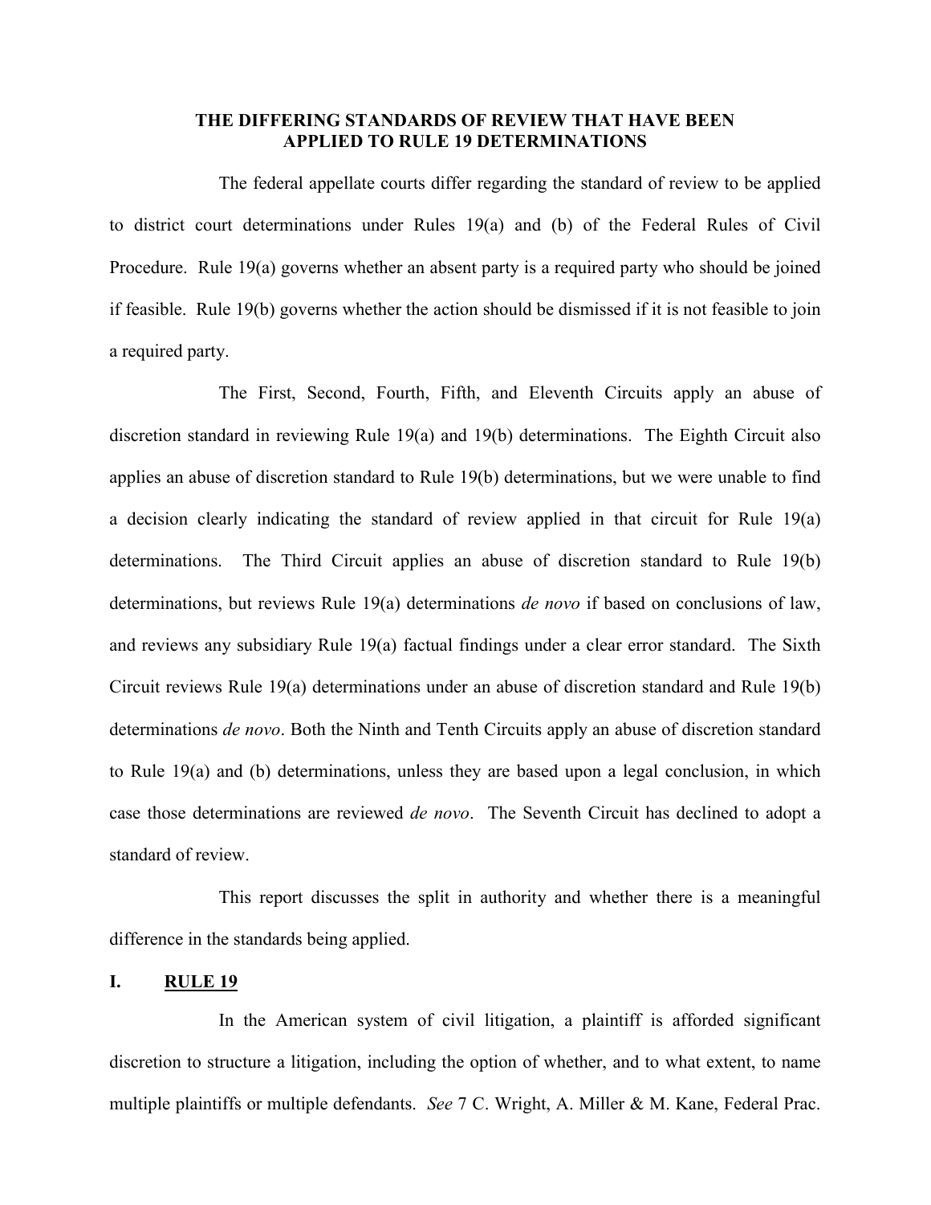# THE DIFFERING STANDARDS OF REVIEW THAT HAVE BEEN APPLIED TO RULE 19 DETERMINATIONS

The federal appellate courts differ regarding the standard of review to be applied to district court determinations under Rules 19(a) and (b) of the Federal Rules of Civil Procedure. Rule 19(a) governs whether an absent party is a required party who should be joined if feasible. Rule 19(b) governs whether the action should be dismissed if it is not feasible to join a required party.

The First, Second, Fourth, Fifth, and Eleventh Circuits apply an abuse of discretion standard in reviewing Rule 19(a) and 19(b) determinations. The Eighth Circuit also applies an abuse of discretion standard to Rule 19(b) determinations, but we were unable to find a decision clearly indicating the standard of review applied in that circuit for Rule 19(a) determinations. The Third Circuit applies an abuse of discretion standard to Rule 19(b) determinations, but reviews Rule 19(a) determinations *de novo* if based on conclusions of law, and reviews any subsidiary Rule 19(a) factual findings under a clear error standard. The Sixth Circuit reviews Rule 19(a) determinations under an abuse of discretion standard and Rule 19(b) determinations *de novo*. Both the Ninth and Tenth Circuits apply an abuse of discretion standard to Rule 19(a) and (b) determinations, unless they are based upon a legal conclusion, in which case those determinations are reviewed *de novo*. The Seventh Circuit has declined to adopt a standard of review.

This report discusses the split in authority and whether there is a meaningful difference in the standards being applied.

## I. RULE 19

In the American system of civil litigation, a plaintiff is afforded significant discretion to structure a litigation, including the option of whether, and to what extent, to name multiple plaintiffs or multiple defendants. *See* 7 C. Wright, A. Miller & M. Kane, Federal Prac.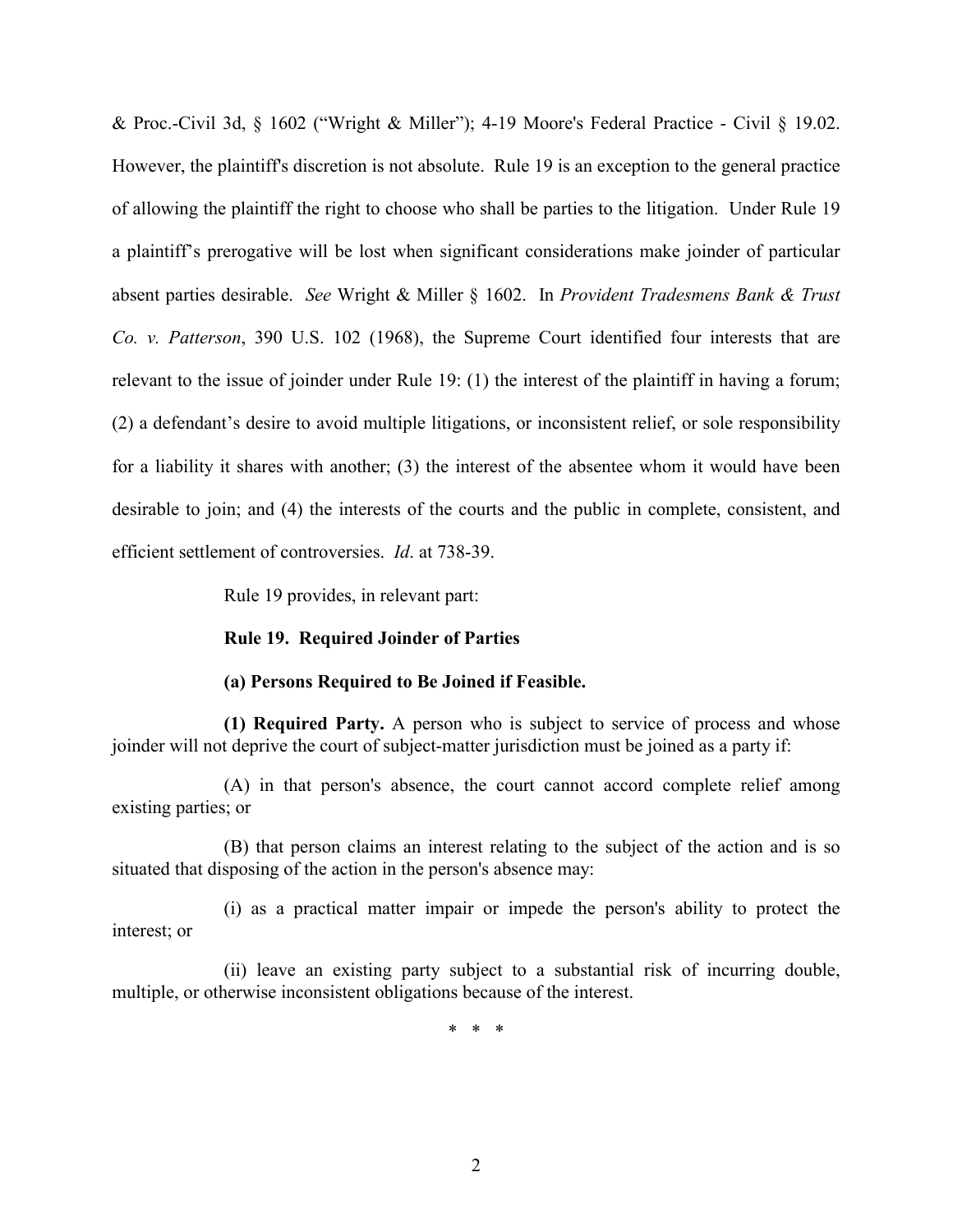& Proc.-Civil 3d, § 1602 ("Wright & Miller"); 4-19 Moore's Federal Practice - Civil § 19.02. However, the plaintiff's discretion is not absolute. Rule 19 is an exception to the general practice of allowing the plaintiff the right to choose who shall be parties to the litigation. Under Rule 19 a plaintiff's prerogative will be lost when significant considerations make joinder of particular absent parties desirable. *See* Wright & Miller § 1602. In *Provident Tradesmens Bank & Trust Co. v. Patterson*, 390 U.S. 102 (1968), the Supreme Court identified four interests that are relevant to the issue of joinder under Rule 19: (1) the interest of the plaintiff in having a forum; (2) a defendant's desire to avoid multiple litigations, or inconsistent relief, or sole responsibility for a liability it shares with another; (3) the interest of the absentee whom it would have been desirable to join; and (4) the interests of the courts and the public in complete, consistent, and efficient settlement of controversies. *Id*. at 738-39.

Rule 19 provides, in relevant part:

**Rule 19. Required Joinder of Parties**

**(a) Persons Required to Be Joined if Feasible.**

**(1) Required Party.** A person who is subject to service of process and whose joinder will not deprive the court of subject-matter jurisdiction must be joined as a party if:

(A) in that person's absence, the court cannot accord complete relief among existing parties; or

(B) that person claims an interest relating to the subject of the action and is so situated that disposing of the action in the person's absence may:

(i) as a practical matter impair or impede the person's ability to protect the interest; or

(ii) leave an existing party subject to a substantial risk of incurring double, multiple, or otherwise inconsistent obligations because of the interest.

\* \* \*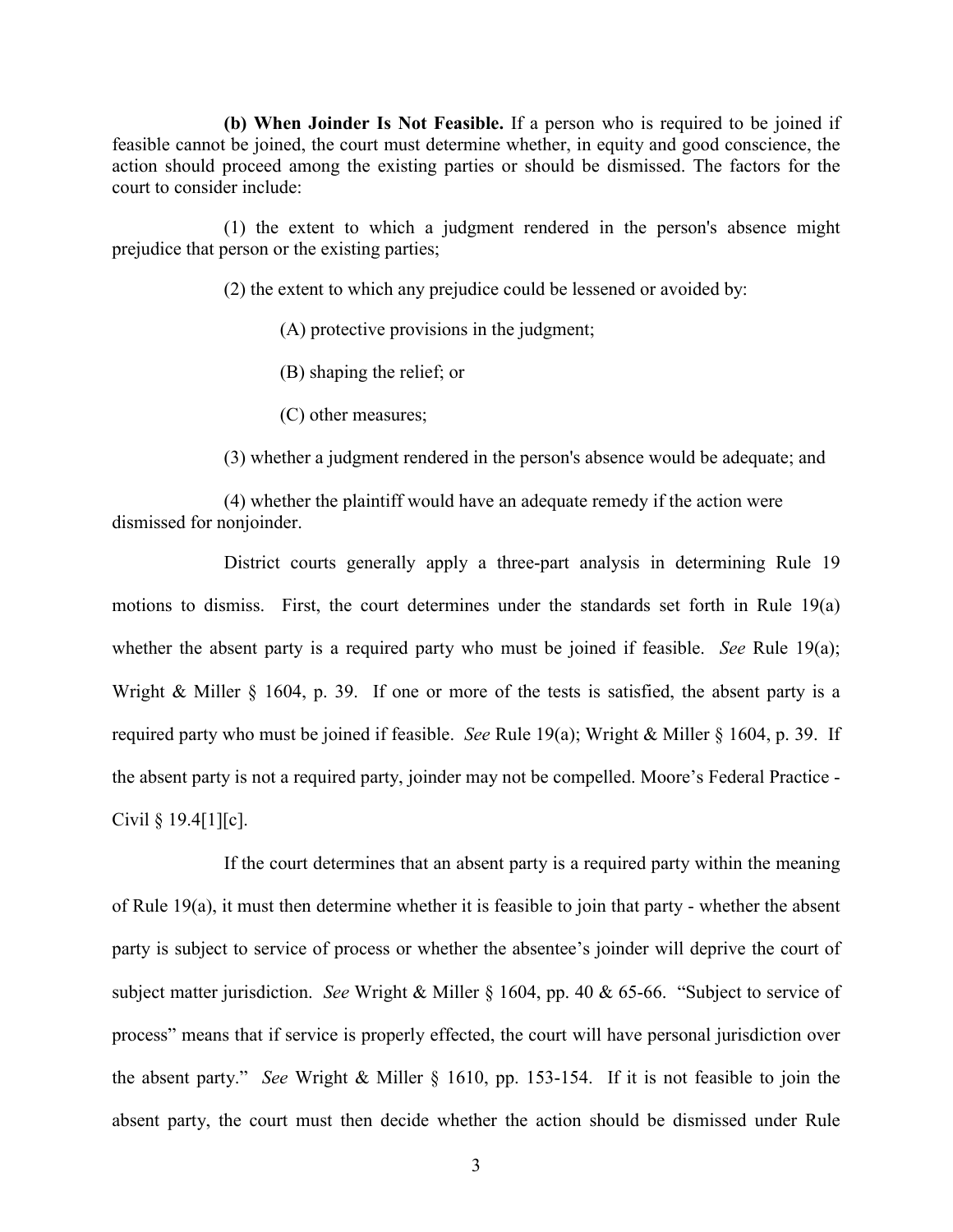**(b) When Joinder Is Not Feasible.** If a person who is required to be joined if feasible cannot be joined, the court must determine whether, in equity and good conscience, the action should proceed among the existing parties or should be dismissed. The factors for the court to consider include:

(1) the extent to which a judgment rendered in the person's absence might prejudice that person or the existing parties;

(2) the extent to which any prejudice could be lessened or avoided by:

(A) protective provisions in the judgment;

(B) shaping the relief; or

(C) other measures;

(3) whether a judgment rendered in the person's absence would be adequate; and

(4) whether the plaintiff would have an adequate remedy if the action were dismissed for nonjoinder.

District courts generally apply a three-part analysis in determining Rule 19 motions to dismiss. First, the court determines under the standards set forth in Rule 19(a) whether the absent party is a required party who must be joined if feasible. *See* Rule 19(a); Wright & Miller § 1604, p. 39. If one or more of the tests is satisfied, the absent party is a required party who must be joined if feasible. *See* Rule 19(a); Wright & Miller § 1604, p. 39. If the absent party is not a required party, joinder may not be compelled. Moore's Federal Practice - Civil § 19.4[1][c].

If the court determines that an absent party is a required party within the meaning of Rule 19(a), it must then determine whether it is feasible to join that party - whether the absent party is subject to service of process or whether the absentee's joinder will deprive the court of subject matter jurisdiction. *See* Wright & Miller § 1604, pp. 40 & 65-66. "Subject to service of process" means that if service is properly effected, the court will have personal jurisdiction over the absent party." *See* Wright & Miller § 1610, pp. 153-154. If it is not feasible to join the absent party, the court must then decide whether the action should be dismissed under Rule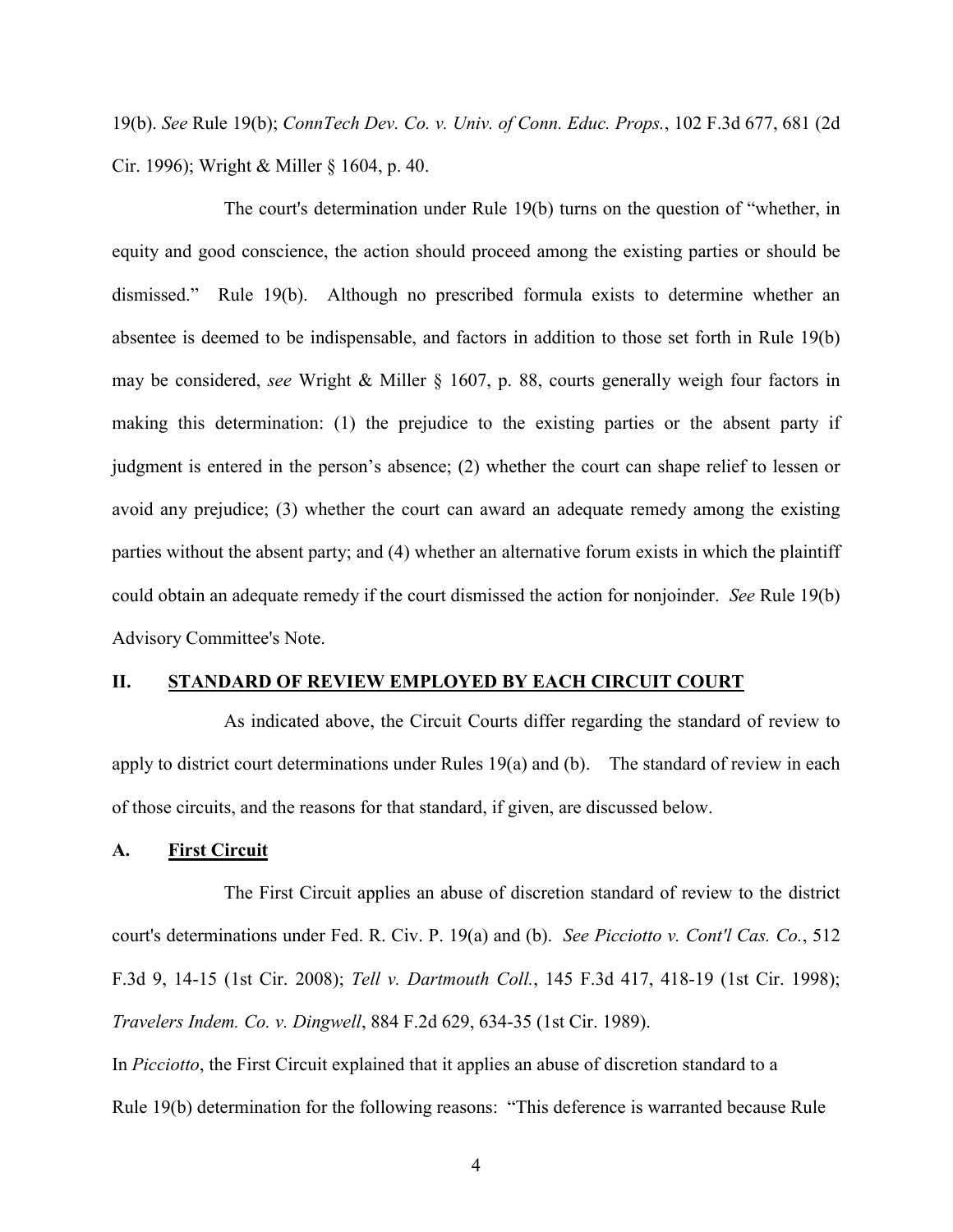19(b). *See* Rule 19(b); *ConnTech Dev. Co. v. Univ. of Conn. Educ. Props.*, 102 F.3d 677, 681 (2d Cir. 1996); Wright & Miller § 1604, p. 40.

The court's determination under Rule 19(b) turns on the question of "whether, in equity and good conscience, the action should proceed among the existing parties or should be dismissed." Rule 19(b). Although no prescribed formula exists to determine whether an absentee is deemed to be indispensable, and factors in addition to those set forth in Rule 19(b) may be considered, *see* Wright & Miller § 1607, p. 88, courts generally weigh four factors in making this determination: (1) the prejudice to the existing parties or the absent party if judgment is entered in the person's absence; (2) whether the court can shape relief to lessen or avoid any prejudice; (3) whether the court can award an adequate remedy among the existing parties without the absent party; and (4) whether an alternative forum exists in which the plaintiff could obtain an adequate remedy if the court dismissed the action for nonjoinder. *See* Rule 19(b) Advisory Committee's Note.

## II. STANDARD OF REVIEW EMPLOYED BY EACH CIRCUIT COURT

As indicated above, the Circuit Courts differ regarding the standard of review to apply to district court determinations under Rules 19(a) and (b). The standard of review in each of those circuits, and the reasons for that standard, if given, are discussed below.

### A. First Circuit

The First Circuit applies an abuse of discretion standard of review to the district court's determinations under Fed. R. Civ. P. 19(a) and (b). *See Picciotto v. Cont'l Cas. Co.*, 512 F.3d 9, 14-15 (1st Cir. 2008); *Tell v. Dartmouth Coll.*, 145 F.3d 417, 418-19 (1st Cir. 1998); *Travelers Indem. Co. v. Dingwell*, 884 F.2d 629, 634-35 (1st Cir. 1989).

In *Picciotto*, the First Circuit explained that it applies an abuse of discretion standard to a Rule 19(b) determination for the following reasons: "This deference is warranted because Rule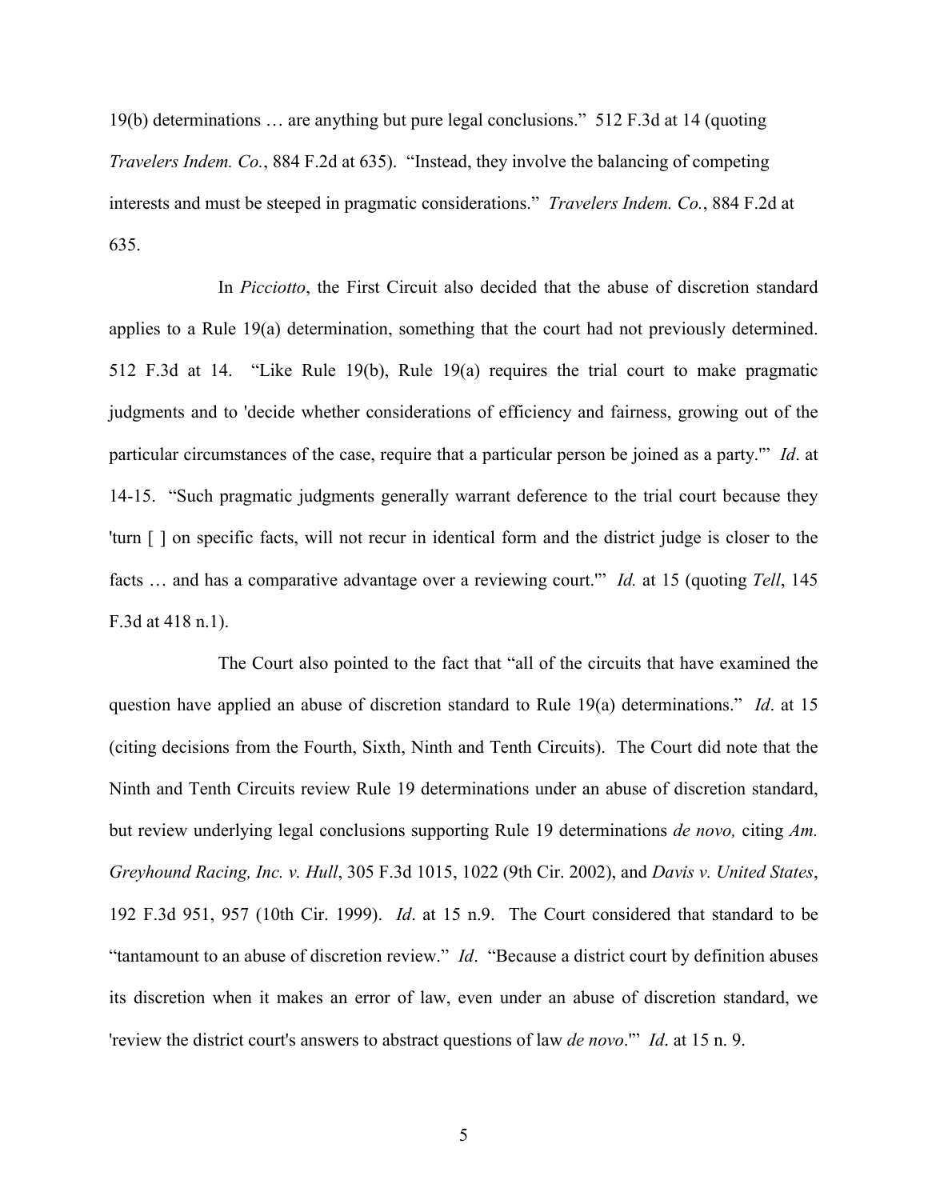19(b) determinations … are anything but pure legal conclusions." 512 F.3d at 14 (quoting *Travelers Indem. Co.*, 884 F.2d at 635). "Instead, they involve the balancing of competing interests and must be steeped in pragmatic considerations." *Travelers Indem. Co.*, 884 F.2d at 635.

In *Picciotto*, the First Circuit also decided that the abuse of discretion standard applies to a Rule 19(a) determination, something that the court had not previously determined. 512 F.3d at 14. "Like Rule 19(b), Rule 19(a) requires the trial court to make pragmatic judgments and to 'decide whether considerations of efficiency and fairness, growing out of the particular circumstances of the case, require that a particular person be joined as a party.'" *Id*. at 14-15. "Such pragmatic judgments generally warrant deference to the trial court because they 'turn [ ] on specific facts, will not recur in identical form and the district judge is closer to the facts … and has a comparative advantage over a reviewing court.'" *Id.* at 15 (quoting *Tell*, 145 F.3d at 418 n.1).

The Court also pointed to the fact that "all of the circuits that have examined the question have applied an abuse of discretion standard to Rule 19(a) determinations." *Id*. at 15 (citing decisions from the Fourth, Sixth, Ninth and Tenth Circuits). The Court did note that the Ninth and Tenth Circuits review Rule 19 determinations under an abuse of discretion standard, but review underlying legal conclusions supporting Rule 19 determinations *de novo,* citing *Am. Greyhound Racing, Inc. v. Hull*, 305 F.3d 1015, 1022 (9th Cir. 2002), and *Davis v. United States*, 192 F.3d 951, 957 (10th Cir. 1999). *Id*. at 15 n.9. The Court considered that standard to be "tantamount to an abuse of discretion review." *Id*. "Because a district court by definition abuses its discretion when it makes an error of law, even under an abuse of discretion standard, we 'review the district court's answers to abstract questions of law *de novo*.'" *Id*. at 15 n. 9.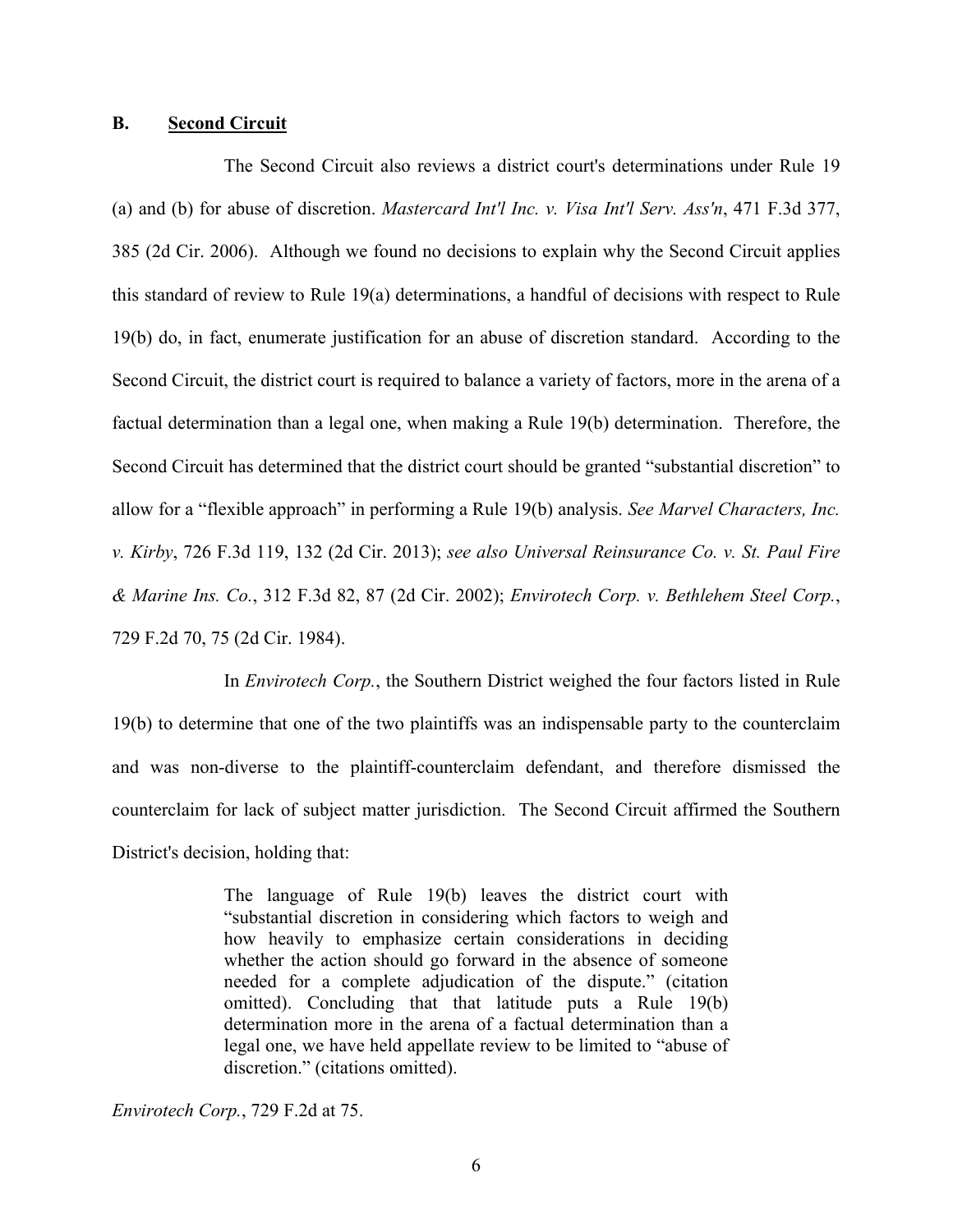## B. Second Circuit

The Second Circuit also reviews a district court's determinations under Rule 19 (a) and (b) for abuse of discretion. *Mastercard Int'l Inc. v. Visa Int'l Serv. Ass'n*, 471 F.3d 377, 385 (2d Cir. 2006). Although we found no decisions to explain why the Second Circuit applies this standard of review to Rule 19(a) determinations, a handful of decisions with respect to Rule 19(b) do, in fact, enumerate justification for an abuse of discretion standard. According to the Second Circuit, the district court is required to balance a variety of factors, more in the arena of a factual determination than a legal one, when making a Rule 19(b) determination. Therefore, the Second Circuit has determined that the district court should be granted "substantial discretion" to allow for a "flexible approach" in performing a Rule 19(b) analysis. *See Marvel Characters, Inc. v. Kirby*, 726 F.3d 119, 132 (2d Cir. 2013); *see also Universal Reinsurance Co. v. St. Paul Fire & Marine Ins. Co.*, 312 F.3d 82, 87 (2d Cir. 2002); *Envirotech Corp. v. Bethlehem Steel Corp.*, 729 F.2d 70, 75 (2d Cir. 1984).

In *Envirotech Corp.*, the Southern District weighed the four factors listed in Rule 19(b) to determine that one of the two plaintiffs was an indispensable party to the counterclaim and was non-diverse to the plaintiff-counterclaim defendant, and therefore dismissed the counterclaim for lack of subject matter jurisdiction. The Second Circuit affirmed the Southern District's decision, holding that:

> The language of Rule 19(b) leaves the district court with "substantial discretion in considering which factors to weigh and how heavily to emphasize certain considerations in deciding whether the action should go forward in the absence of someone needed for a complete adjudication of the dispute." (citation omitted). Concluding that that latitude puts a Rule 19(b) determination more in the arena of a factual determination than a legal one, we have held appellate review to be limited to "abuse of discretion." (citations omitted).

*Envirotech Corp.*, 729 F.2d at 75.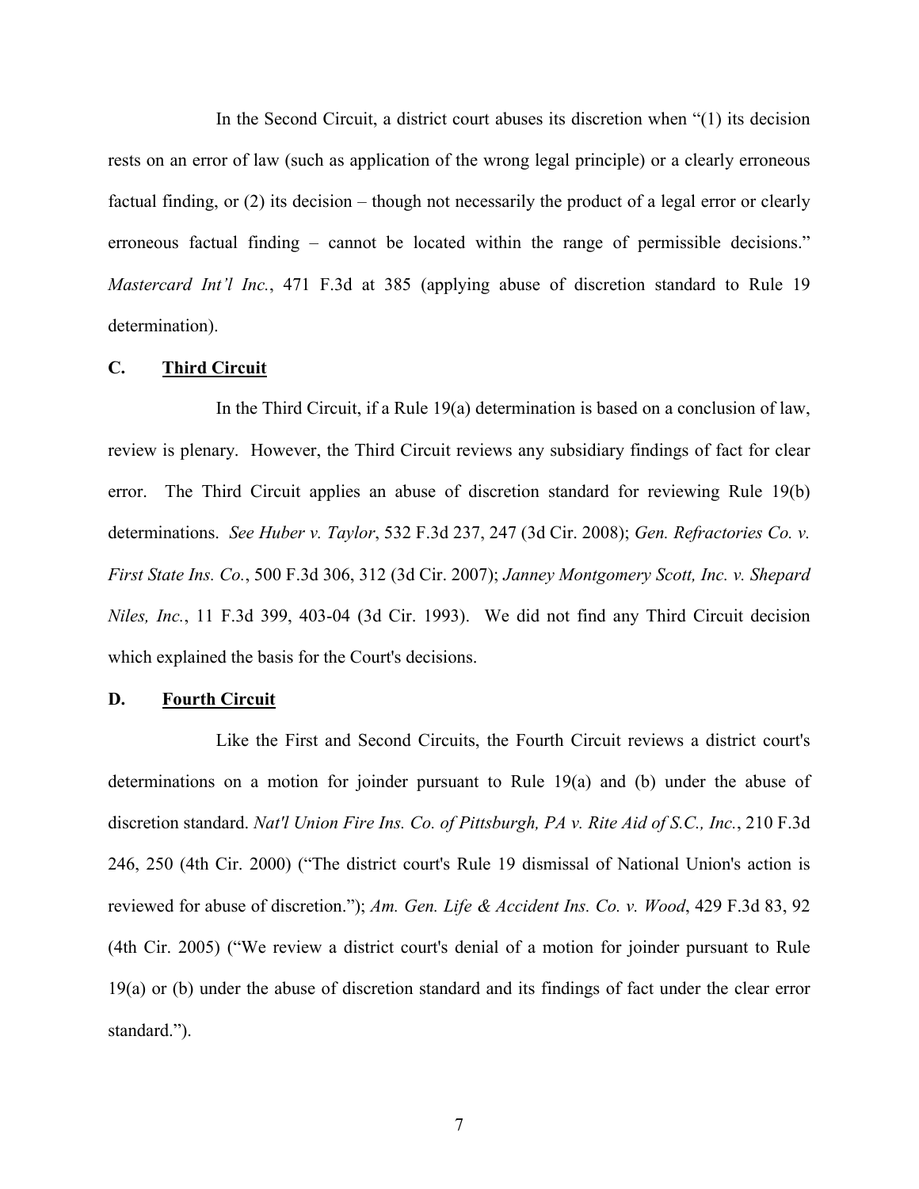In the Second Circuit, a district court abuses its discretion when "(1) its decision rests on an error of law (such as application of the wrong legal principle) or a clearly erroneous factual finding, or (2) its decision – though not necessarily the product of a legal error or clearly erroneous factual finding – cannot be located within the range of permissible decisions." *Mastercard Int'l Inc.*, 471 F.3d at 385 (applying abuse of discretion standard to Rule 19 determination).

### C. <u>Third Circuit</u>

In the Third Circuit, if a Rule 19(a) determination is based on a conclusion of law, review is plenary. However, the Third Circuit reviews any subsidiary findings of fact for clear error. The Third Circuit applies an abuse of discretion standard for reviewing Rule 19(b) determinations. *See Huber v. Taylor*, 532 F.3d 237, 247 (3d Cir. 2008); *Gen. Refractories Co. v. First State Ins. Co.*, 500 F.3d 306, 312 (3d Cir. 2007); *Janney Montgomery Scott, Inc. v. Shepard Niles, Inc.*, 11 F.3d 399, 403-04 (3d Cir. 1993). We did not find any Third Circuit decision which explained the basis for the Court's decisions.

### D. <u>Fourth Circuit</u>

Like the First and Second Circuits, the Fourth Circuit reviews a district court's determinations on a motion for joinder pursuant to Rule 19(a) and (b) under the abuse of discretion standard. *Nat'l Union Fire Ins. Co. of Pittsburgh, PA v. Rite Aid of S.C., Inc.*, 210 F.3d 246, 250 (4th Cir. 2000) ("The district court's Rule 19 dismissal of National Union's action is reviewed for abuse of discretion."); *Am. Gen. Life & Accident Ins. Co. v. Wood*, 429 F.3d 83, 92 (4th Cir. 2005) ("We review a district court's denial of a motion for joinder pursuant to Rule 19(a) or (b) under the abuse of discretion standard and its findings of fact under the clear error standard.").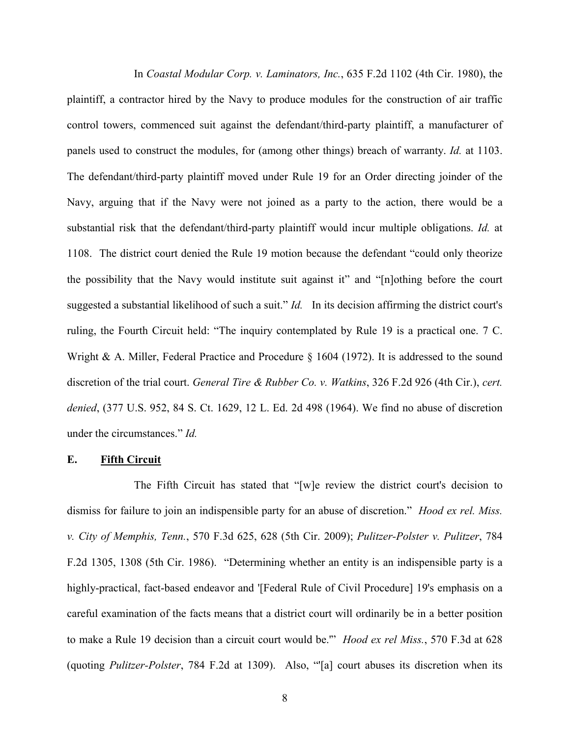In *Coastal Modular Corp. v. Laminators, Inc.*, 635 F.2d 1102 (4th Cir. 1980), the plaintiff, a contractor hired by the Navy to produce modules for the construction of air traffic control towers, commenced suit against the defendant/third-party plaintiff, a manufacturer of panels used to construct the modules, for (among other things) breach of warranty. *Id.* at 1103. The defendant/third-party plaintiff moved under Rule 19 for an Order directing joinder of the Navy, arguing that if the Navy were not joined as a party to the action, there would be a substantial risk that the defendant/third-party plaintiff would incur multiple obligations. *Id.* at 1108. The district court denied the Rule 19 motion because the defendant "could only theorize the possibility that the Navy would institute suit against it" and "[n]othing before the court suggested a substantial likelihood of such a suit." *Id.* In its decision affirming the district court's ruling, the Fourth Circuit held: "The inquiry contemplated by Rule 19 is a practical one. 7 C. Wright & A. Miller, Federal Practice and Procedure § 1604 (1972). It is addressed to the sound discretion of the trial court. *General Tire & Rubber Co. v. Watkins*, 326 F.2d 926 (4th Cir.), *cert. denied*, (377 U.S. 952, 84 S. Ct. 1629, 12 L. Ed. 2d 498 (1964). We find no abuse of discretion under the circumstances." *Id.*

**E. <u>Fifth Circuit</u>**

The Fifth Circuit has stated that "[w]e review the district court's decision to dismiss for failure to join an indispensible party for an abuse of discretion." *Hood ex rel. Miss. v. City of Memphis, Tenn.*, 570 F.3d 625, 628 (5th Cir. 2009); *Pulitzer-Polster v. Pulitzer*, 784 F.2d 1305, 1308 (5th Cir. 1986). "Determining whether an entity is an indispensible party is a highly-practical, fact-based endeavor and '[Federal Rule of Civil Procedure] 19's emphasis on a careful examination of the facts means that a district court will ordinarily be in a better position to make a Rule 19 decision than a circuit court would be.'" *Hood ex rel Miss.*, 570 F.3d at 628 (quoting *Pulitzer-Polster*, 784 F.2d at 1309). Also, "'[a] court abuses its discretion when its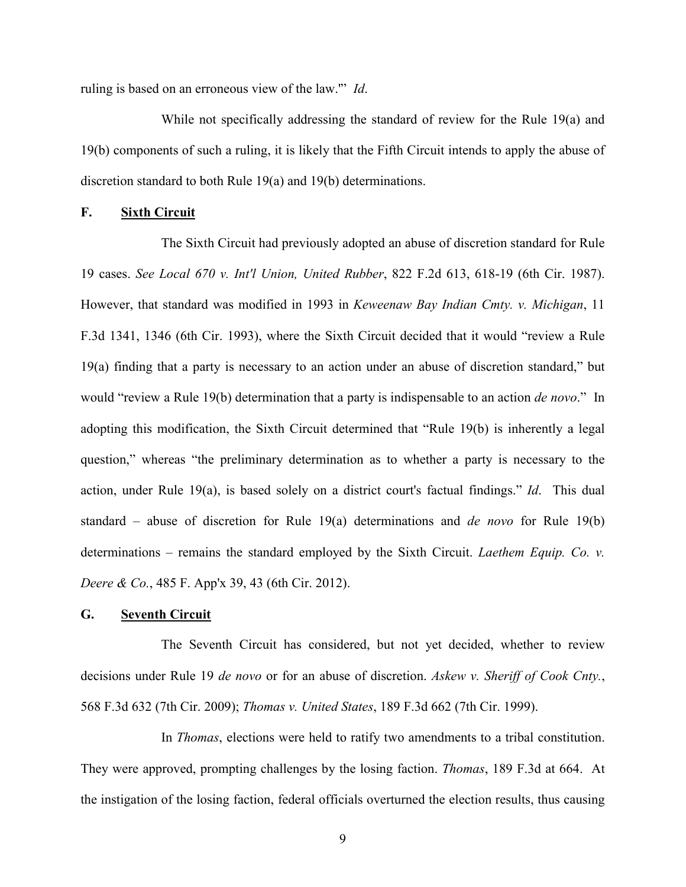ruling is based on an erroneous view of the law.'" *Id*.

While not specifically addressing the standard of review for the Rule 19(a) and 19(b) components of such a ruling, it is likely that the Fifth Circuit intends to apply the abuse of discretion standard to both Rule 19(a) and 19(b) determinations.

## F. Sixth Circuit

The Sixth Circuit had previously adopted an abuse of discretion standard for Rule 19 cases. *See Local 670 v. Int'l Union, United Rubber*, 822 F.2d 613, 618-19 (6th Cir. 1987). However, that standard was modified in 1993 in *Keweenaw Bay Indian Cmty. v. Michigan*, 11 F.3d 1341, 1346 (6th Cir. 1993), where the Sixth Circuit decided that it would "review a Rule 19(a) finding that a party is necessary to an action under an abuse of discretion standard," but would "review a Rule 19(b) determination that a party is indispensable to an action *de novo*." In adopting this modification, the Sixth Circuit determined that "Rule 19(b) is inherently a legal question," whereas "the preliminary determination as to whether a party is necessary to the action, under Rule 19(a), is based solely on a district court's factual findings." *Id*. This dual standard – abuse of discretion for Rule 19(a) determinations and *de novo* for Rule 19(b) determinations – remains the standard employed by the Sixth Circuit. *Laethem Equip. Co. v. Deere & Co.*, 485 F. App'x 39, 43 (6th Cir. 2012).

## G. Seventh Circuit

The Seventh Circuit has considered, but not yet decided, whether to review decisions under Rule 19 *de novo* or for an abuse of discretion. *Askew v. Sheriff of Cook Cnty.*, 568 F.3d 632 (7th Cir. 2009); *Thomas v. United States*, 189 F.3d 662 (7th Cir. 1999).

In *Thomas*, elections were held to ratify two amendments to a tribal constitution. They were approved, prompting challenges by the losing faction. *Thomas*, 189 F.3d at 664. At the instigation of the losing faction, federal officials overturned the election results, thus causing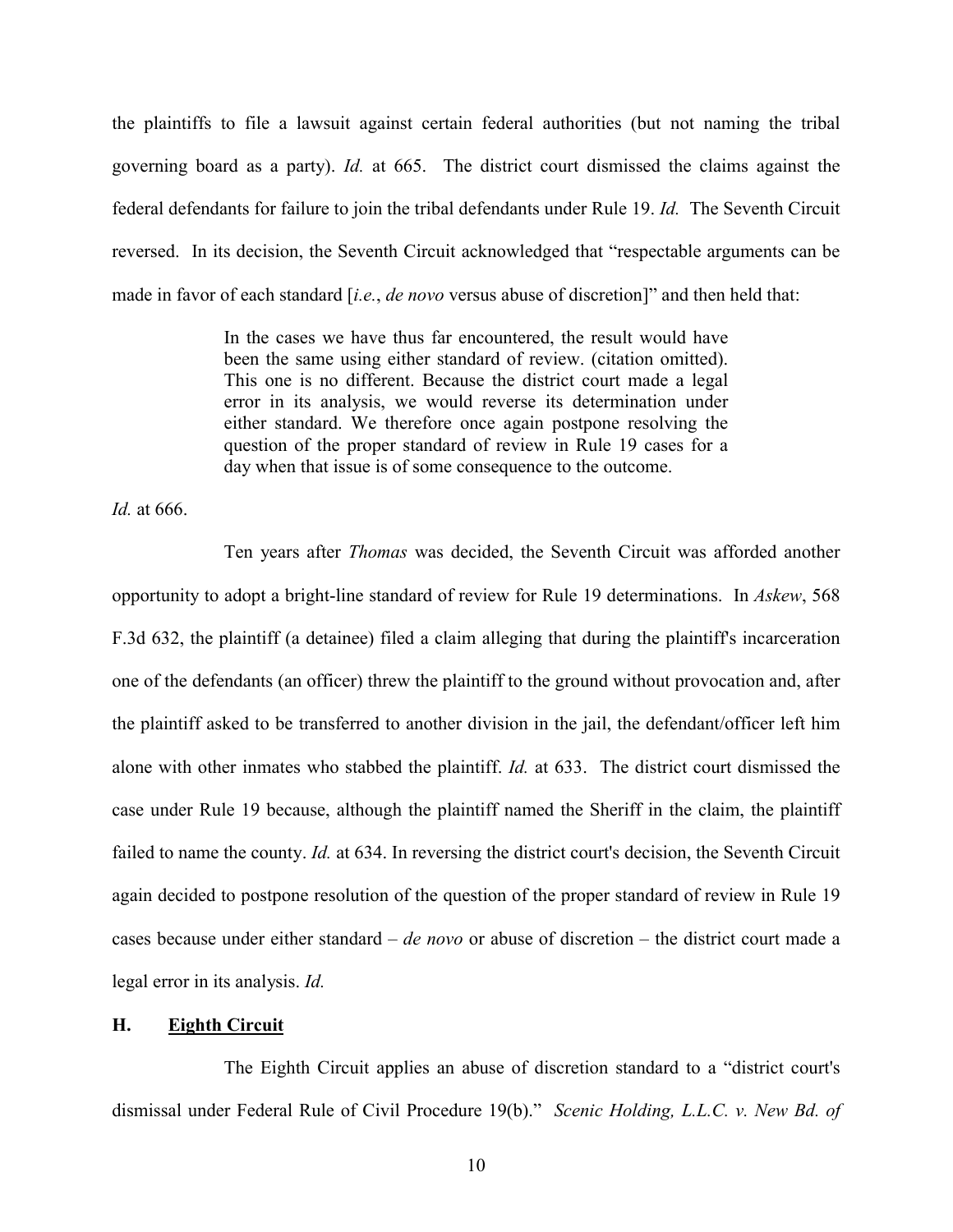the plaintiffs to file a lawsuit against certain federal authorities (but not naming the tribal governing board as a party). *Id.* at 665. The district court dismissed the claims against the federal defendants for failure to join the tribal defendants under Rule 19. *Id.* The Seventh Circuit reversed. In its decision, the Seventh Circuit acknowledged that "respectable arguments can be made in favor of each standard [*i.e.*, *de novo* versus abuse of discretion]" and then held that:

> In the cases we have thus far encountered, the result would have been the same using either standard of review. (citation omitted). This one is no different. Because the district court made a legal error in its analysis, we would reverse its determination under either standard. We therefore once again postpone resolving the question of the proper standard of review in Rule 19 cases for a day when that issue is of some consequence to the outcome.

*Id.* at 666.

Ten years after *Thomas* was decided, the Seventh Circuit was afforded another opportunity to adopt a bright-line standard of review for Rule 19 determinations. In *Askew*, 568 F.3d 632, the plaintiff (a detainee) filed a claim alleging that during the plaintiff's incarceration one of the defendants (an officer) threw the plaintiff to the ground without provocation and, after the plaintiff asked to be transferred to another division in the jail, the defendant/officer left him alone with other inmates who stabbed the plaintiff. *Id.* at 633. The district court dismissed the case under Rule 19 because, although the plaintiff named the Sheriff in the claim, the plaintiff failed to name the county. *Id.* at 634. In reversing the district court's decision, the Seventh Circuit again decided to postpone resolution of the question of the proper standard of review in Rule 19 cases because under either standard – *de novo* or abuse of discretion – the district court made a legal error in its analysis. *Id.*

### H. Eighth Circuit

The Eighth Circuit applies an abuse of discretion standard to a "district court's dismissal under Federal Rule of Civil Procedure 19(b)." *Scenic Holding, L.L.C. v. New Bd. of*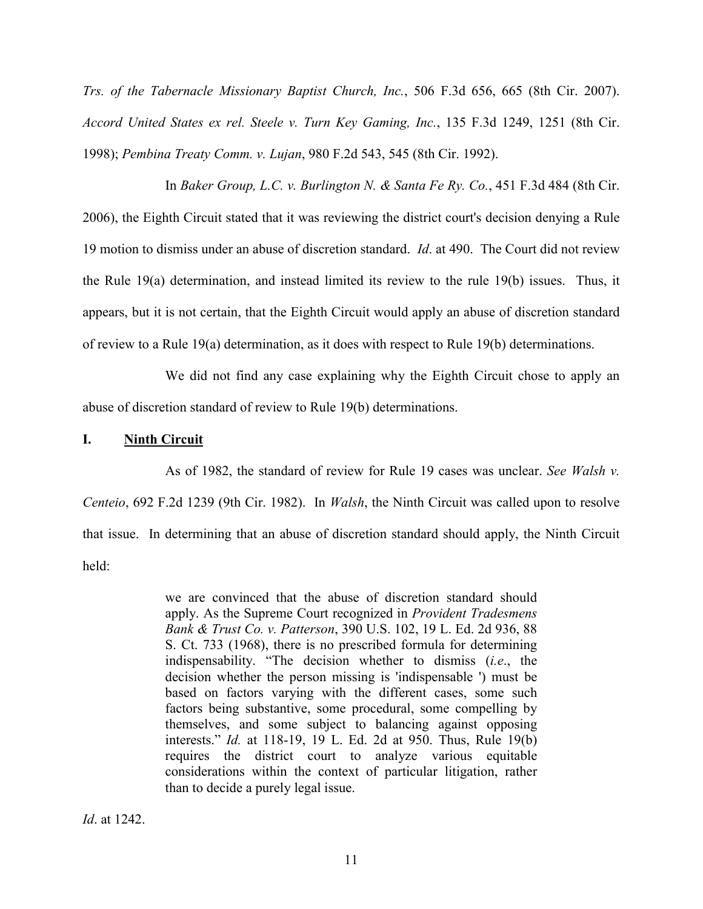*Trs. of the Tabernacle Missionary Baptist Church, Inc.*, 506 F.3d 656, 665 (8th Cir. 2007). *Accord United States ex rel. Steele v. Turn Key Gaming, Inc.*, 135 F.3d 1249, 1251 (8th Cir. 1998); *Pembina Treaty Comm. v. Lujan*, 980 F.2d 543, 545 (8th Cir. 1992).

In *Baker Group, L.C. v. Burlington N. & Santa Fe Ry. Co.*, 451 F.3d 484 (8th Cir. 2006), the Eighth Circuit stated that it was reviewing the district court's decision denying a Rule 19 motion to dismiss under an abuse of discretion standard. *Id*. at 490. The Court did not review the Rule 19(a) determination, and instead limited its review to the rule 19(b) issues. Thus, it appears, but it is not certain, that the Eighth Circuit would apply an abuse of discretion standard of review to a Rule 19(a) determination, as it does with respect to Rule 19(b) determinations.

We did not find any case explaining why the Eighth Circuit chose to apply an abuse of discretion standard of review to Rule 19(b) determinations.

## I. Ninth Circuit

As of 1982, the standard of review for Rule 19 cases was unclear. *See Walsh v. Centeio*, 692 F.2d 1239 (9th Cir. 1982). In *Walsh*, the Ninth Circuit was called upon to resolve that issue. In determining that an abuse of discretion standard should apply, the Ninth Circuit held:

> we are convinced that the abuse of discretion standard should apply. As the Supreme Court recognized in *Provident Tradesmens Bank & Trust Co. v. Patterson*, 390 U.S. 102, 19 L. Ed. 2d 936, 88 S. Ct. 733 (1968), there is no prescribed formula for determining indispensability. "The decision whether to dismiss (*i.e*., the decision whether the person missing is 'indispensable ') must be based on factors varying with the different cases, some such factors being substantive, some procedural, some compelling by themselves, and some subject to balancing against opposing interests." *Id.* at 118-19, 19 L. Ed. 2d at 950. Thus, Rule 19(b) requires the district court to analyze various equitable considerations within the context of particular litigation, rather than to decide a purely legal issue.

*Id*. at 1242.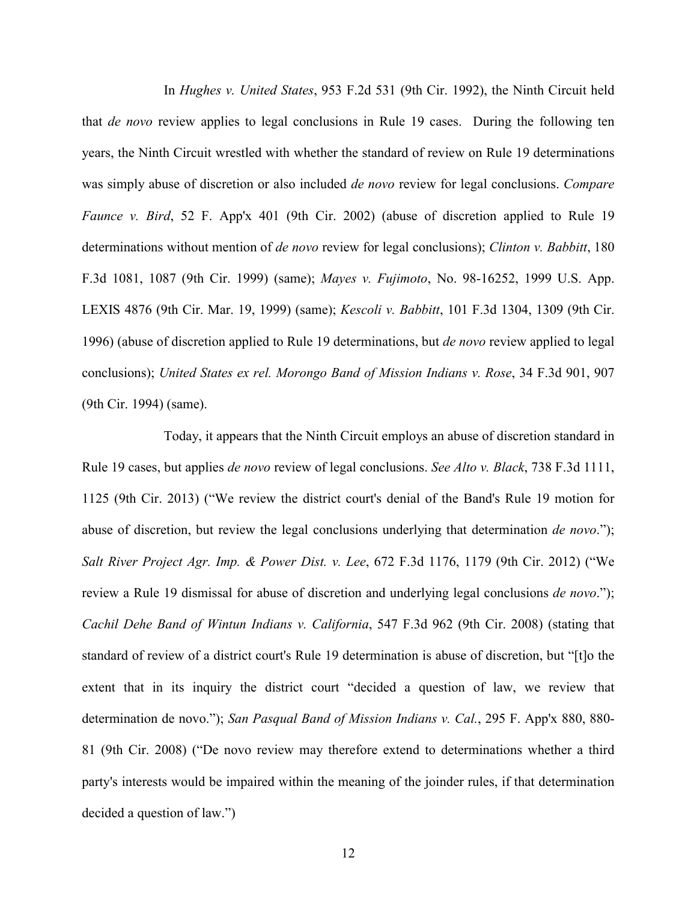In *Hughes v. United States*, 953 F.2d 531 (9th Cir. 1992), the Ninth Circuit held that *de novo* review applies to legal conclusions in Rule 19 cases. During the following ten years, the Ninth Circuit wrestled with whether the standard of review on Rule 19 determinations was simply abuse of discretion or also included *de novo* review for legal conclusions. *Compare Faunce v. Bird*, 52 F. App'x 401 (9th Cir. 2002) (abuse of discretion applied to Rule 19 determinations without mention of *de novo* review for legal conclusions); *Clinton v. Babbitt*, 180 F.3d 1081, 1087 (9th Cir. 1999) (same); *Mayes v. Fujimoto*, No. 98-16252, 1999 U.S. App. LEXIS 4876 (9th Cir. Mar. 19, 1999) (same); *Kescoli v. Babbitt*, 101 F.3d 1304, 1309 (9th Cir. 1996) (abuse of discretion applied to Rule 19 determinations, but *de novo* review applied to legal conclusions); *United States ex rel. Morongo Band of Mission Indians v. Rose*, 34 F.3d 901, 907 (9th Cir. 1994) (same).

Today, it appears that the Ninth Circuit employs an abuse of discretion standard in Rule 19 cases, but applies *de novo* review of legal conclusions. *See Alto v. Black*, 738 F.3d 1111, 1125 (9th Cir. 2013) ("We review the district court's denial of the Band's Rule 19 motion for abuse of discretion, but review the legal conclusions underlying that determination *de novo*."); *Salt River Project Agr. Imp. & Power Dist. v. Lee*, 672 F.3d 1176, 1179 (9th Cir. 2012) ("We review a Rule 19 dismissal for abuse of discretion and underlying legal conclusions *de novo*."); *Cachil Dehe Band of Wintun Indians v. California*, 547 F.3d 962 (9th Cir. 2008) (stating that standard of review of a district court's Rule 19 determination is abuse of discretion, but "[t]o the extent that in its inquiry the district court "decided a question of law, we review that determination de novo."); *San Pasqual Band of Mission Indians v. Cal.*, 295 F. App'x 880, 880-81 (9th Cir. 2008) ("De novo review may therefore extend to determinations whether a third party's interests would be impaired within the meaning of the joinder rules, if that determination decided a question of law.")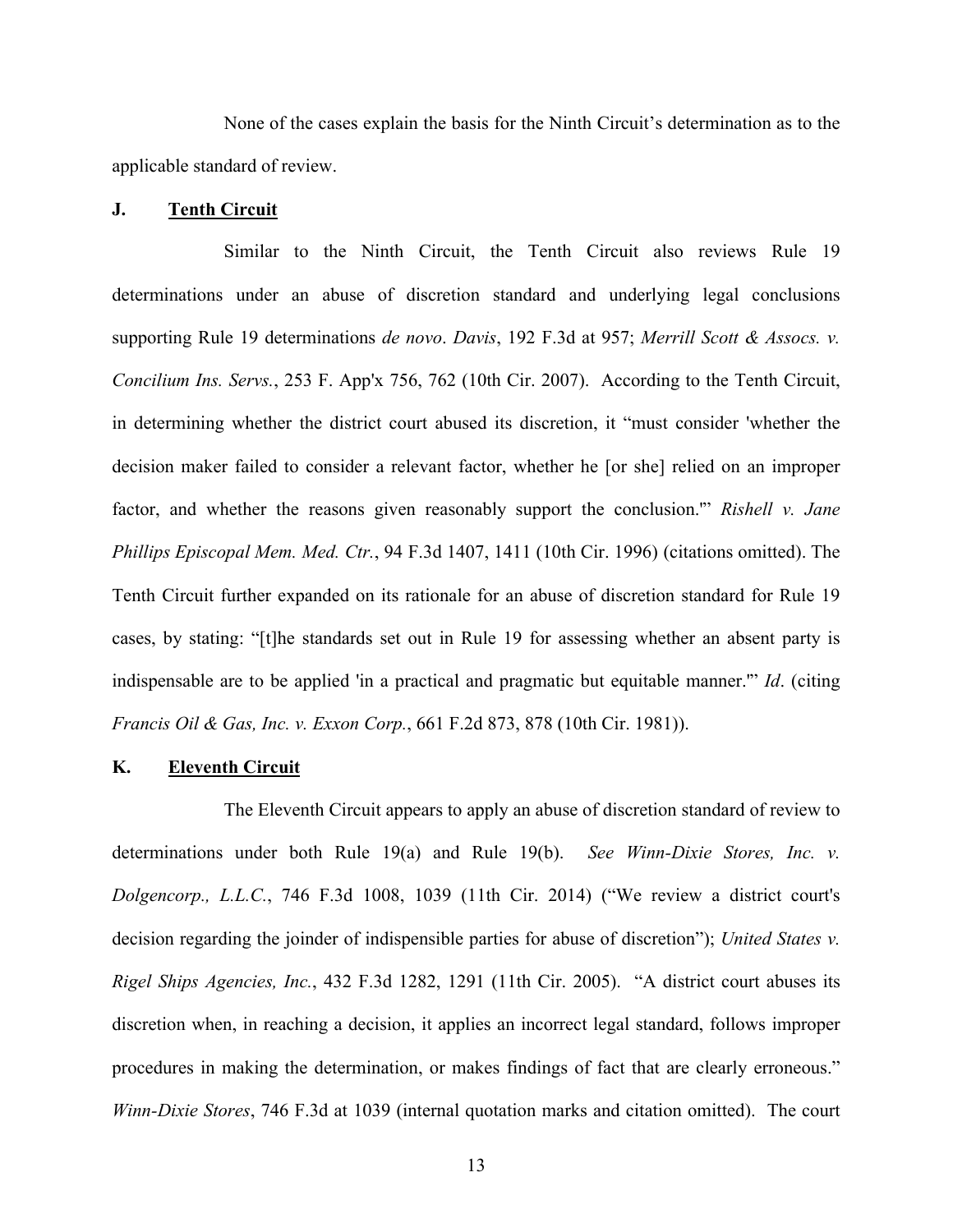None of the cases explain the basis for the Ninth Circuit's determination as to the applicable standard of review.

### J. **Tenth Circuit**

Similar to the Ninth Circuit, the Tenth Circuit also reviews Rule 19 determinations under an abuse of discretion standard and underlying legal conclusions supporting Rule 19 determinations *de novo*. *Davis*, 192 F.3d at 957; *Merrill Scott & Assocs. v. Concilium Ins. Servs.*, 253 F. App'x 756, 762 (10th Cir. 2007). According to the Tenth Circuit, in determining whether the district court abused its discretion, it "must consider 'whether the decision maker failed to consider a relevant factor, whether he [or she] relied on an improper factor, and whether the reasons given reasonably support the conclusion.'" *Rishell v. Jane Phillips Episcopal Mem. Med. Ctr.*, 94 F.3d 1407, 1411 (10th Cir. 1996) (citations omitted). The Tenth Circuit further expanded on its rationale for an abuse of discretion standard for Rule 19 cases, by stating: "[t]he standards set out in Rule 19 for assessing whether an absent party is indispensable are to be applied 'in a practical and pragmatic but equitable manner.'" *Id*. (citing *Francis Oil & Gas, Inc. v. Exxon Corp.*, 661 F.2d 873, 878 (10th Cir. 1981)).

### K. **Eleventh Circuit**

The Eleventh Circuit appears to apply an abuse of discretion standard of review to determinations under both Rule 19(a) and Rule 19(b). *See Winn-Dixie Stores, Inc. v. Dolgencorp., L.L.C.*, 746 F.3d 1008, 1039 (11th Cir. 2014) ("We review a district court's decision regarding the joinder of indispensible parties for abuse of discretion"); *United States v. Rigel Ships Agencies, Inc.*, 432 F.3d 1282, 1291 (11th Cir. 2005). "A district court abuses its discretion when, in reaching a decision, it applies an incorrect legal standard, follows improper procedures in making the determination, or makes findings of fact that are clearly erroneous." *Winn-Dixie Stores*, 746 F.3d at 1039 (internal quotation marks and citation omitted). The court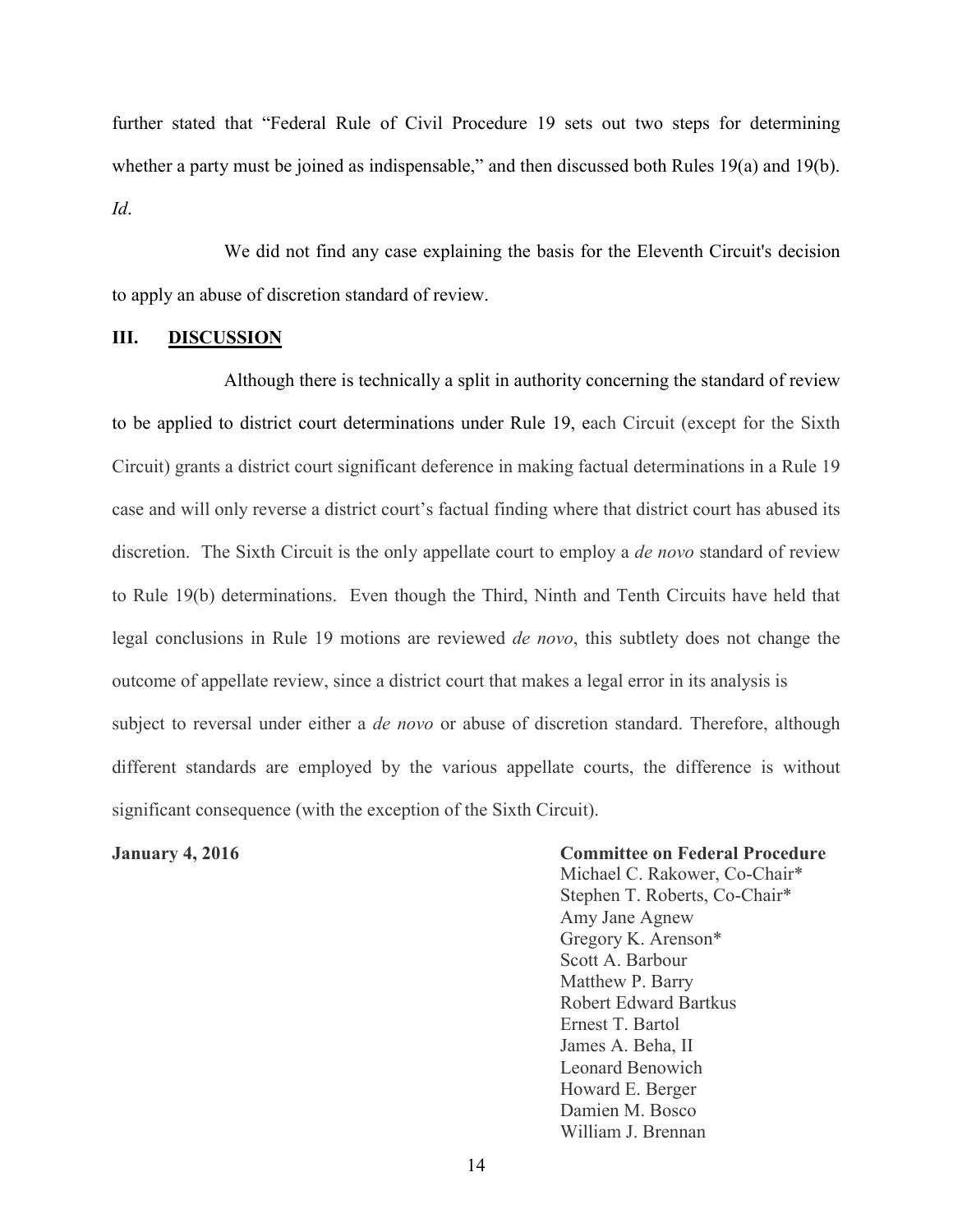further stated that "Federal Rule of Civil Procedure 19 sets out two steps for determining whether a party must be joined as indispensable," and then discussed both Rules 19(a) and 19(b). *Id*.

We did not find any case explaining the basis for the Eleventh Circuit's decision to apply an abuse of discretion standard of review.

## III. DISCUSSION

Although there is technically a split in authority concerning the standard of review to be applied to district court determinations under Rule 19, each Circuit (except for the Sixth Circuit) grants a district court significant deference in making factual determinations in a Rule 19 case and will only reverse a district court's factual finding where that district court has abused its discretion. The Sixth Circuit is the only appellate court to employ a *de novo* standard of review to Rule 19(b) determinations. Even though the Third, Ninth and Tenth Circuits have held that legal conclusions in Rule 19 motions are reviewed *de novo*, this subtlety does not change the outcome of appellate review, since a district court that makes a legal error in its analysis is subject to reversal under either a *de novo* or abuse of discretion standard. Therefore, although different standards are employed by the various appellate courts, the difference is without significant consequence (with the exception of the Sixth Circuit).

**January 4, 2016**

**Committee on Federal Procedure**
Michael C. Rakower, Co-Chair*
Stephen T. Roberts, Co-Chair*
Amy Jane Agnew
Gregory K. Arenson*
Scott A. Barbour
Matthew P. Barry
Robert Edward Bartkus
Ernest T. Bartol
James A. Beha, II
Leonard Benowich
Howard E. Berger
Damien M. Bosco
William J. Brennan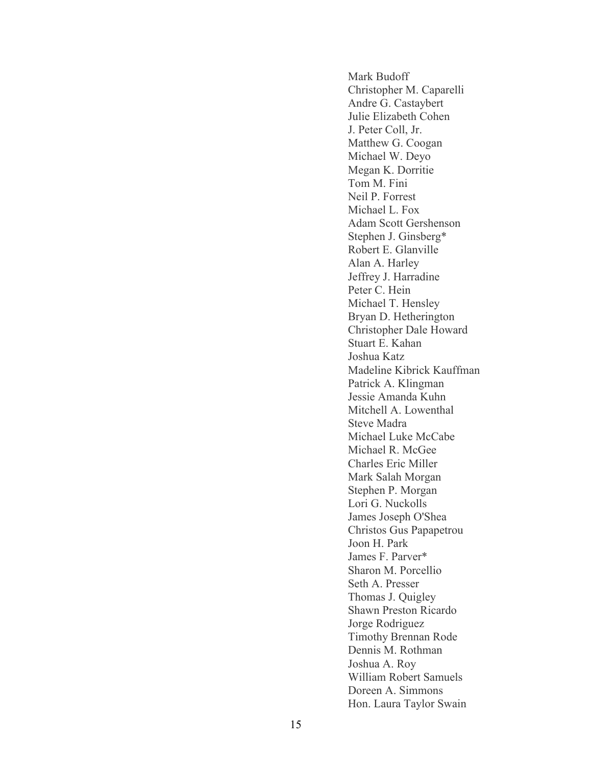Mark Budoff
Christopher M. Caparelli
Andre G. Castaybert
Julie Elizabeth Cohen
J. Peter Coll, Jr.
Matthew G. Coogan
Michael W. Deyo
Megan K. Dorritie
Tom M. Fini
Neil P. Forrest
Michael L. Fox
Adam Scott Gershenson
Stephen J. Ginsberg*
Robert E. Glanville
Alan A. Harley
Jeffrey J. Harradine
Peter C. Hein
Michael T. Hensley
Bryan D. Hetherington
Christopher Dale Howard
Stuart E. Kahan
Joshua Katz
Madeline Kibrick Kauffman
Patrick A. Klingman
Jessie Amanda Kuhn
Mitchell A. Lowenthal
Steve Madra
Michael Luke McCabe
Michael R. McGee
Charles Eric Miller
Mark Salah Morgan
Stephen P. Morgan
Lori G. Nuckolls
James Joseph O'Shea
Christos Gus Papapetrou
Joon H. Park
James F. Parver*
Sharon M. Porcellio
Seth A. Presser
Thomas J. Quigley
Shawn Preston Ricardo
Jorge Rodriguez
Timothy Brennan Rode
Dennis M. Rothman
Joshua A. Roy
William Robert Samuels
Doreen A. Simmons
Hon. Laura Taylor Swain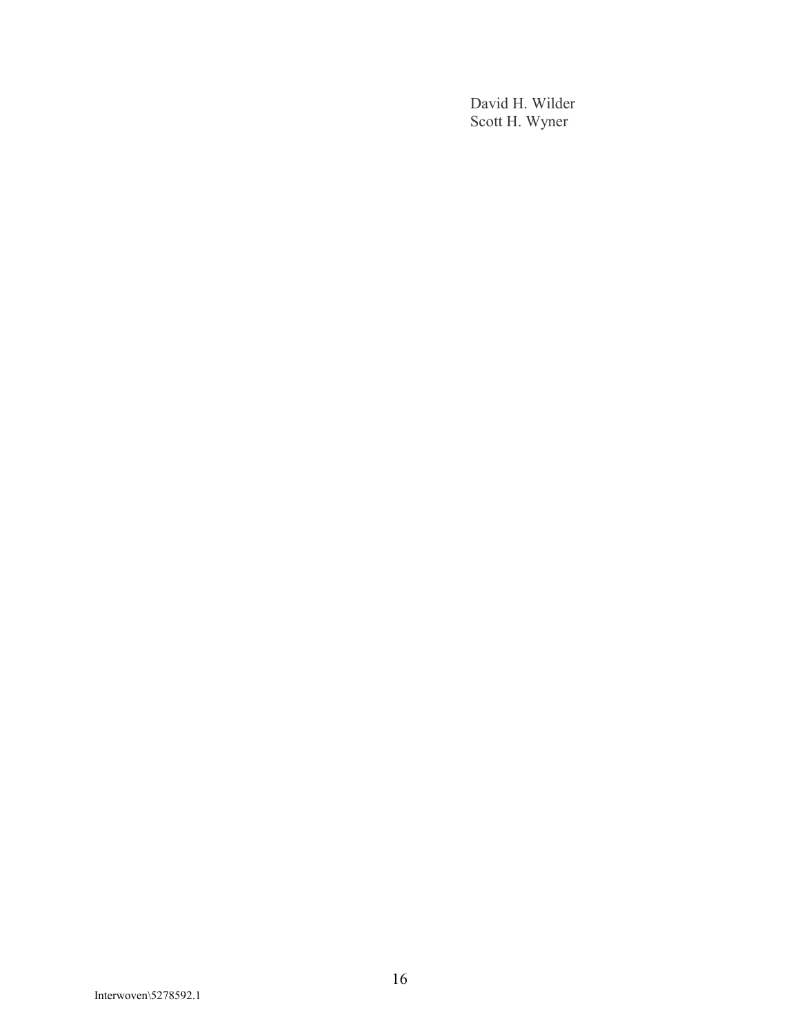David H. Wilder
Scott H. Wyner

Interwoven\5278592.1